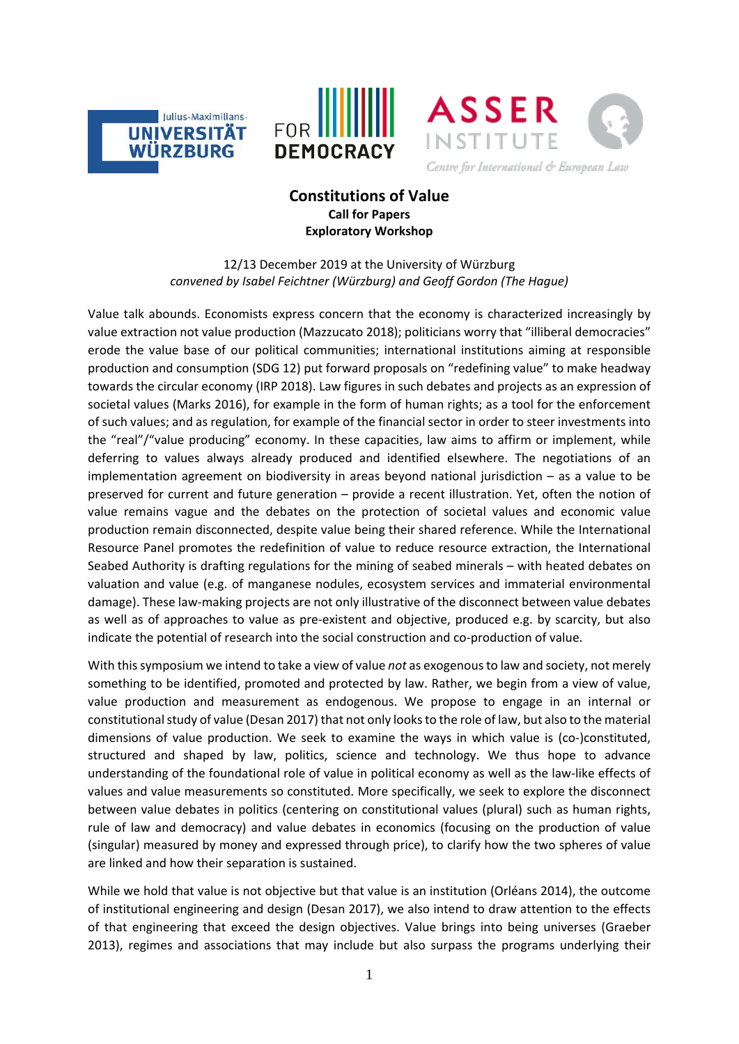# Constitutions of Value

**Call for Papers**

**Exploratory Workshop**

12/13 December 2019 at the University of Würzburg
*convened by Isabel Feichtner (Würzburg) and Geoff Gordon (The Hague)*

Value talk abounds. Economists express concern that the economy is characterized increasingly by value extraction not value production (Mazzucato 2018); politicians worry that "illiberal democracies" erode the value base of our political communities; international institutions aiming at responsible production and consumption (SDG 12) put forward proposals on "redefining value" to make headway towards the circular economy (IRP 2018). Law figures in such debates and projects as an expression of societal values (Marks 2016), for example in the form of human rights; as a tool for the enforcement of such values; and as regulation, for example of the financial sector in order to steer investments into the "real"/"value producing" economy. In these capacities, law aims to affirm or implement, while deferring to values always already produced and identified elsewhere. The negotiations of an implementation agreement on biodiversity in areas beyond national jurisdiction – as a value to be preserved for current and future generation – provide a recent illustration. Yet, often the notion of value remains vague and the debates on the protection of societal values and economic value production remain disconnected, despite value being their shared reference. While the International Resource Panel promotes the redefinition of value to reduce resource extraction, the International Seabed Authority is drafting regulations for the mining of seabed minerals – with heated debates on valuation and value (e.g. of manganese nodules, ecosystem services and immaterial environmental damage). These law-making projects are not only illustrative of the disconnect between value debates as well as of approaches to value as pre-existent and objective, produced e.g. by scarcity, but also indicate the potential of research into the social construction and co-production of value.

With this symposium we intend to take a view of value *not* as exogenous to law and society, not merely something to be identified, promoted and protected by law. Rather, we begin from a view of value, value production and measurement as endogenous. We propose to engage in an internal or constitutional study of value (Desan 2017) that not only looks to the role of law, but also to the material dimensions of value production. We seek to examine the ways in which value is (co-)constituted, structured and shaped by law, politics, science and technology. We thus hope to advance understanding of the foundational role of value in political economy as well as the law-like effects of values and value measurements so constituted. More specifically, we seek to explore the disconnect between value debates in politics (centering on constitutional values (plural) such as human rights, rule of law and democracy) and value debates in economics (focusing on the production of value (singular) measured by money and expressed through price), to clarify how the two spheres of value are linked and how their separation is sustained.

While we hold that value is not objective but that value is an institution (Orléans 2014), the outcome of institutional engineering and design (Desan 2017), we also intend to draw attention to the effects of that engineering that exceed the design objectives. Value brings into being universes (Graeber 2013), regimes and associations that may include but also surpass the programs underlying their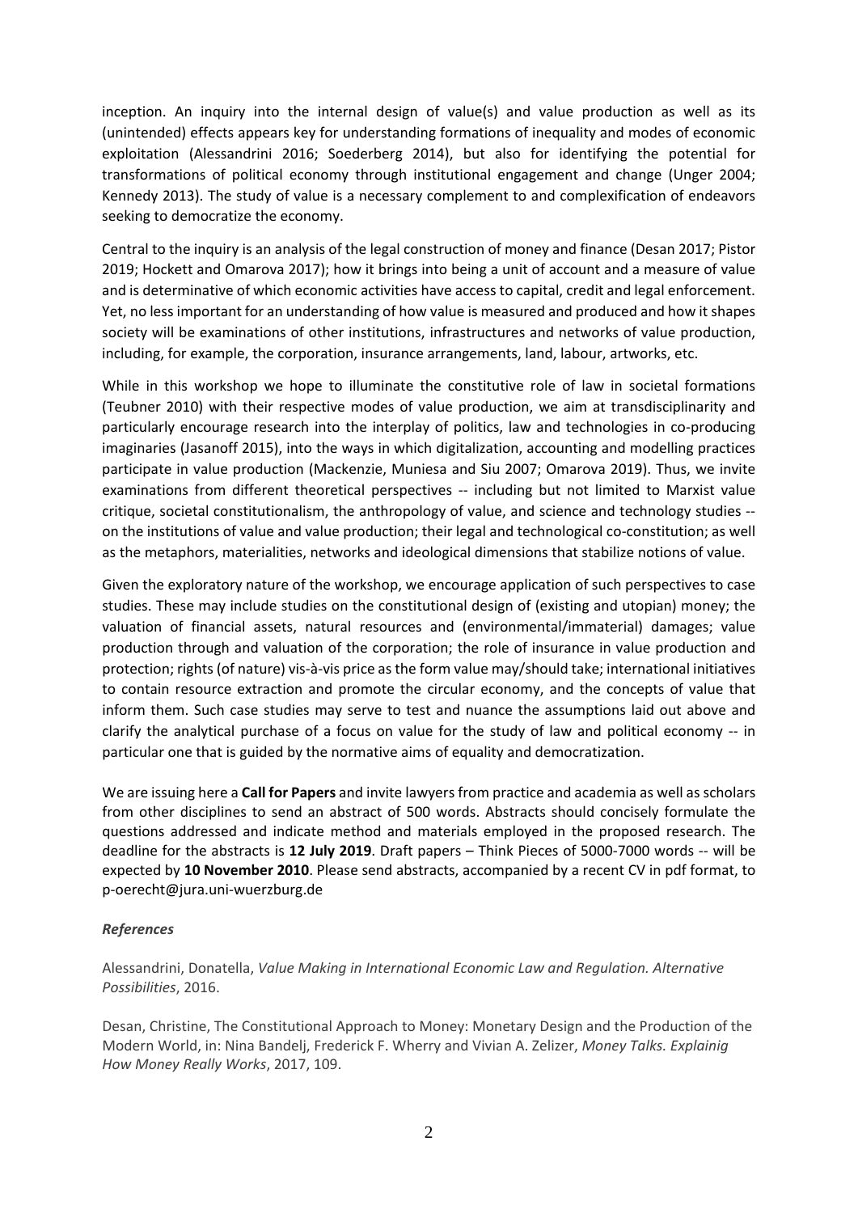inception. An inquiry into the internal design of value(s) and value production as well as its (unintended) effects appears key for understanding formations of inequality and modes of economic exploitation (Alessandrini 2016; Soederberg 2014), but also for identifying the potential for transformations of political economy through institutional engagement and change (Unger 2004; Kennedy 2013). The study of value is a necessary complement to and complexification of endeavors seeking to democratize the economy.

Central to the inquiry is an analysis of the legal construction of money and finance (Desan 2017; Pistor 2019; Hockett and Omarova 2017); how it brings into being a unit of account and a measure of value and is determinative of which economic activities have access to capital, credit and legal enforcement. Yet, no less important for an understanding of how value is measured and produced and how it shapes society will be examinations of other institutions, infrastructures and networks of value production, including, for example, the corporation, insurance arrangements, land, labour, artworks, etc.

While in this workshop we hope to illuminate the constitutive role of law in societal formations (Teubner 2010) with their respective modes of value production, we aim at transdisciplinarity and particularly encourage research into the interplay of politics, law and technologies in co-producing imaginaries (Jasanoff 2015), into the ways in which digitalization, accounting and modelling practices participate in value production (Mackenzie, Muniesa and Siu 2007; Omarova 2019). Thus, we invite examinations from different theoretical perspectives -- including but not limited to Marxist value critique, societal constitutionalism, the anthropology of value, and science and technology studies -- on the institutions of value and value production; their legal and technological co-constitution; as well as the metaphors, materialities, networks and ideological dimensions that stabilize notions of value.

Given the exploratory nature of the workshop, we encourage application of such perspectives to case studies. These may include studies on the constitutional design of (existing and utopian) money; the valuation of financial assets, natural resources and (environmental/immaterial) damages; value production through and valuation of the corporation; the role of insurance in value production and protection; rights (of nature) vis-à-vis price as the form value may/should take; international initiatives to contain resource extraction and promote the circular economy, and the concepts of value that inform them. Such case studies may serve to test and nuance the assumptions laid out above and clarify the analytical purchase of a focus on value for the study of law and political economy -- in particular one that is guided by the normative aims of equality and democratization.

We are issuing here a **Call for Papers** and invite lawyers from practice and academia as well as scholars from other disciplines to send an abstract of 500 words. Abstracts should concisely formulate the questions addressed and indicate method and materials employed in the proposed research. The deadline for the abstracts is **12 July 2019**. Draft papers – Think Pieces of 5000-7000 words -- will be expected by **10 November 2010**. Please send abstracts, accompanied by a recent CV in pdf format, to p-oerecht@jura.uni-wuerzburg.de

### *References*

Alessandrini, Donatella, *Value Making in International Economic Law and Regulation. Alternative Possibilities*, 2016.

Desan, Christine, The Constitutional Approach to Money: Monetary Design and the Production of the Modern World, in: Nina Bandelj, Frederick F. Wherry and Vivian A. Zelizer, *Money Talks. Explainig How Money Really Works*, 2017, 109.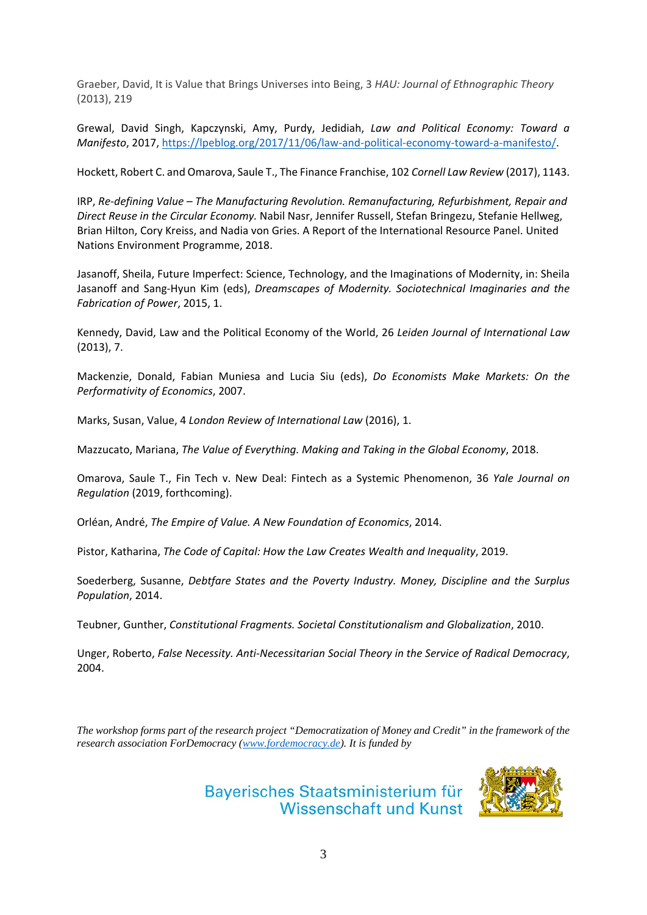Graeber, David, It is Value that Brings Universes into Being, 3 *HAU: Journal of Ethnographic Theory* (2013), 219

Grewal, David Singh, Kapczynski, Amy, Purdy, Jedidiah, *Law and Political Economy: Toward a Manifesto*, 2017, https://lpeblog.org/2017/11/06/law-and-political-economy-toward-a-manifesto/.

Hockett, Robert C. and Omarova, Saule T., The Finance Franchise, 102 *Cornell Law Review* (2017), 1143.

IRP, *Re-defining Value – The Manufacturing Revolution. Remanufacturing, Refurbishment, Repair and Direct Reuse in the Circular Economy.* Nabil Nasr, Jennifer Russell, Stefan Bringezu, Stefanie Hellweg, Brian Hilton, Cory Kreiss, and Nadia von Gries. A Report of the International Resource Panel. United Nations Environment Programme, 2018.

Jasanoff, Sheila, Future Imperfect: Science, Technology, and the Imaginations of Modernity, in: Sheila Jasanoff and Sang-Hyun Kim (eds), *Dreamscapes of Modernity. Sociotechnical Imaginaries and the Fabrication of Power*, 2015, 1.

Kennedy, David, Law and the Political Economy of the World, 26 *Leiden Journal of International Law* (2013), 7.

Mackenzie, Donald, Fabian Muniesa and Lucia Siu (eds), *Do Economists Make Markets: On the Performativity of Economics*, 2007.

Marks, Susan, Value, 4 *London Review of International Law* (2016), 1.

Mazzucato, Mariana, *The Value of Everything. Making and Taking in the Global Economy*, 2018.

Omarova, Saule T., Fin Tech v. New Deal: Fintech as a Systemic Phenomenon, 36 *Yale Journal on Regulation* (2019, forthcoming).

Orléan, André, *The Empire of Value. A New Foundation of Economics*, 2014.

Pistor, Katharina, *The Code of Capital: How the Law Creates Wealth and Inequality*, 2019.

Soederberg, Susanne, *Debtfare States and the Poverty Industry. Money, Discipline and the Surplus Population*, 2014.

Teubner, Gunther, *Constitutional Fragments. Societal Constitutionalism and Globalization*, 2010.

Unger, Roberto, *False Necessity. Anti-Necessitarian Social Theory in the Service of Radical Democracy*, 2004.

*The workshop forms part of the research project "Democratization of Money and Credit" in the framework of the research association ForDemocracy (www.fordemocracy.de). It is funded by*

Bayerisches Staatsministerium für Wissenschaft und Kunst